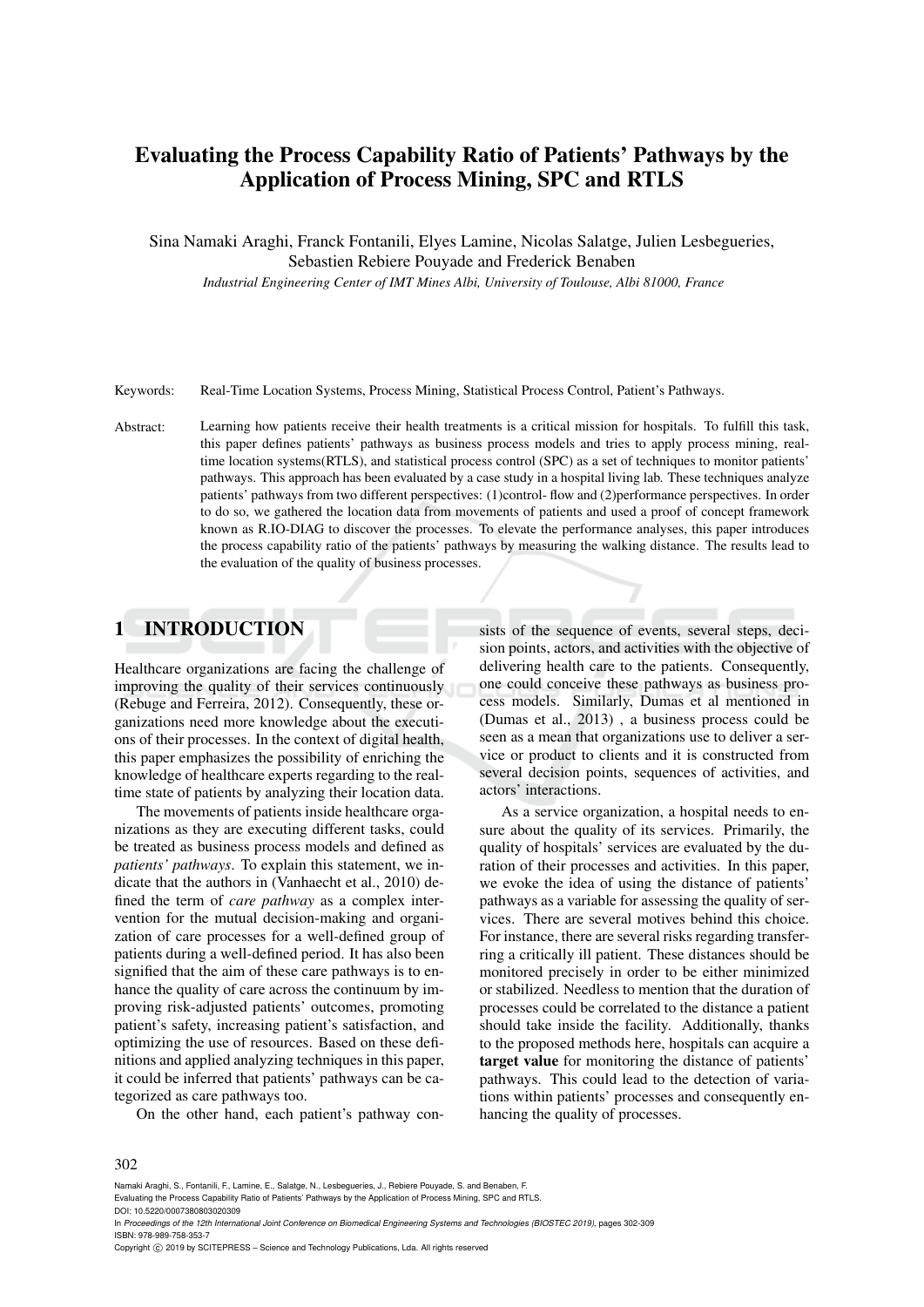# Evaluating the Process Capability Ratio of Patients' Pathways by the Application of Process Mining, SPC and RTLS

Sina Namaki Araghi, Franck Fontanili, Elyes Lamine, Nicolas Salatge, Julien Lesbegueries, Sebastien Rebiere Pouyade and Frederick Benaben

*Industrial Engineering Center of IMT Mines Albi, University of Toulouse, Albi 81000, France*

Keywords: Real-Time Location Systems, Process Mining, Statistical Process Control, Patient's Pathways.

Abstract: Learning how patients receive their health treatments is a critical mission for hospitals. To fulfill this task, this paper defines patients' pathways as business process models and tries to apply process mining, real-time location systems(RTLS), and statistical process control (SPC) as a set of techniques to monitor patients' pathways. This approach has been evaluated by a case study in a hospital living lab. These techniques analyze patients' pathways from two different perspectives: (1)control- flow and (2)performance perspectives. In order to do so, we gathered the location data from movements of patients and used a proof of concept framework known as R.IO-DIAG to discover the processes. To elevate the performance analyses, this paper introduces the process capability ratio of the patients' pathways by measuring the walking distance. The results lead to the evaluation of the quality of business processes.

## 1 INTRODUCTION

Healthcare organizations are facing the challenge of improving the quality of their services continuously (Rebuge and Ferreira, 2012). Consequently, these organizations need more knowledge about the executions of their processes. In the context of digital health, this paper emphasizes the possibility of enriching the knowledge of healthcare experts regarding to the real-time state of patients by analyzing their location data.

The movements of patients inside healthcare organizations as they are executing different tasks, could be treated as business process models and defined as *patients' pathways*. To explain this statement, we indicate that the authors in (Vanhaecht et al., 2010) defined the term of *care pathway* as a complex intervention for the mutual decision-making and organization of care processes for a well-defined group of patients during a well-defined period. It has also been signified that the aim of these care pathways is to enhance the quality of care across the continuum by improving risk-adjusted patients' outcomes, promoting patient's safety, increasing patient's satisfaction, and optimizing the use of resources. Based on these definitions and applied analyzing techniques in this paper, it could be inferred that patients' pathways can be categorized as care pathways too.

On the other hand, each patient's pathway consists of the sequence of events, several steps, decision points, actors, and activities with the objective of delivering health care to the patients. Consequently, one could conceive these pathways as business process models. Similarly, Dumas et al mentioned in (Dumas et al., 2013) , a business process could be seen as a mean that organizations use to deliver a service or product to clients and it is constructed from several decision points, sequences of activities, and actors' interactions.

As a service organization, a hospital needs to ensure about the quality of its services. Primarily, the quality of hospitals' services are evaluated by the duration of their processes and activities. In this paper, we evoke the idea of using the distance of patients' pathways as a variable for assessing the quality of services. There are several motives behind this choice. For instance, there are several risks regarding transferring a critically ill patient. These distances should be monitored precisely in order to be either minimized or stabilized. Needless to mention that the duration of processes could be correlated to the distance a patient should take inside the facility. Additionally, thanks to the proposed methods here, hospitals can acquire a **target value** for monitoring the distance of patients' pathways. This could lead to the detection of variations within patients' processes and consequently enhancing the quality of processes.

Namaki Araghi, S., Fontanili, F., Lamine, E., Salatge, N., Lesbegueries, J., Rebiere Pouyade, S. and Benaben, F.
Evaluating the Process Capability Ratio of Patients' Pathways by the Application of Process Mining, SPC and RTLS.
DOI: 10.5220/0007380803020309
In *Proceedings of the 12th International Joint Conference on Biomedical Engineering Systems and Technologies (BIOSTEC 2019)*, pages 302-309
ISBN: 978-989-758-353-7
Copyright © 2019 by SCITEPRESS – Science and Technology Publications, Lda. All rights reserved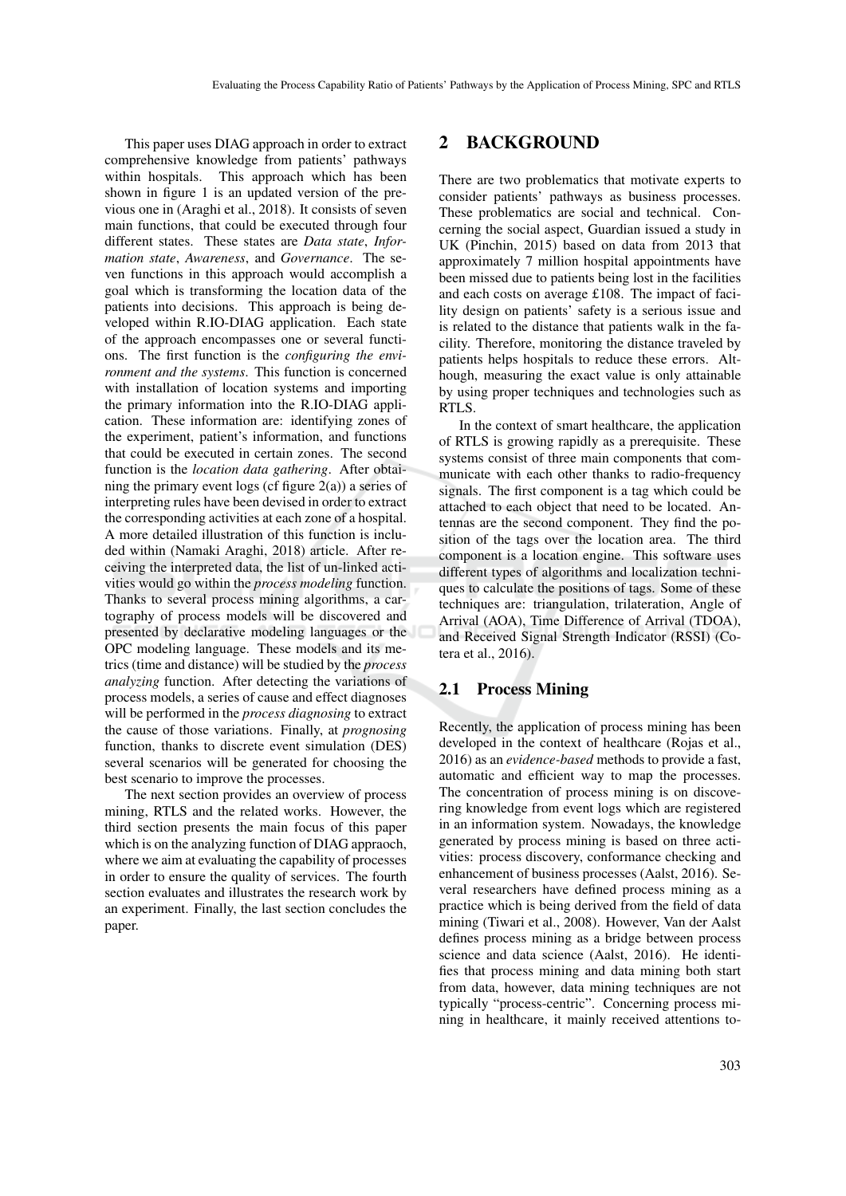This paper uses DIAG approach in order to extract comprehensive knowledge from patients' pathways within hospitals. This approach which has been shown in figure 1 is an updated version of the previous one in (Araghi et al., 2018). It consists of seven main functions, that could be executed through four different states. These states are *Data state*, *Information state*, *Awareness*, and *Governance*. The seven functions in this approach would accomplish a goal which is transforming the location data of the patients into decisions. This approach is being developed within R.IO-DIAG application. Each state of the approach encompasses one or several functions. The first function is the *configuring the environment and the systems*. This function is concerned with installation of location systems and importing the primary information into the R.IO-DIAG application. These information are: identifying zones of the experiment, patient's information, and functions that could be executed in certain zones. The second function is the *location data gathering*. After obtaining the primary event logs (cf figure 2(a)) a series of interpreting rules have been devised in order to extract the corresponding activities at each zone of a hospital. A more detailed illustration of this function is included within (Namaki Araghi, 2018) article. After receiving the interpreted data, the list of un-linked activities would go within the *process modeling* function. Thanks to several process mining algorithms, a cartography of process models will be discovered and presented by declarative modeling languages or the OPC modeling language. These models and its metrics (time and distance) will be studied by the *process analyzing* function. After detecting the variations of process models, a series of cause and effect diagnoses will be performed in the *process diagnosing* to extract the cause of those variations. Finally, at *prognosing* function, thanks to discrete event simulation (DES) several scenarios will be generated for choosing the best scenario to improve the processes.

The next section provides an overview of process mining, RTLS and the related works. However, the third section presents the main focus of this paper which is on the analyzing function of DIAG appraoch, where we aim at evaluating the capability of processes in order to ensure the quality of services. The fourth section evaluates and illustrates the research work by an experiment. Finally, the last section concludes the paper.

## 2 BACKGROUND

There are two problematics that motivate experts to consider patients' pathways as business processes. These problematics are social and technical. Concerning the social aspect, Guardian issued a study in UK (Pinchin, 2015) based on data from 2013 that approximately 7 million hospital appointments have been missed due to patients being lost in the facilities and each costs on average £108. The impact of facility design on patients' safety is a serious issue and is related to the distance that patients walk in the facility. Therefore, monitoring the distance traveled by patients helps hospitals to reduce these errors. Although, measuring the exact value is only attainable by using proper techniques and technologies such as RTLS.

In the context of smart healthcare, the application of RTLS is growing rapidly as a prerequisite. These systems consist of three main components that communicate with each other thanks to radio-frequency signals. The first component is a tag which could be attached to each object that need to be located. Antennas are the second component. They find the position of the tags over the location area. The third component is a location engine. This software uses different types of algorithms and localization techniques to calculate the positions of tags. Some of these techniques are: triangulation, trilateration, Angle of Arrival (AOA), Time Difference of Arrival (TDOA), and Received Signal Strength Indicator (RSSI) (Cotera et al., 2016).

### 2.1 Process Mining

Recently, the application of process mining has been developed in the context of healthcare (Rojas et al., 2016) as an *evidence-based* methods to provide a fast, automatic and efficient way to map the processes. The concentration of process mining is on discovering knowledge from event logs which are registered in an information system. Nowadays, the knowledge generated by process mining is based on three activities: process discovery, conformance checking and enhancement of business processes (Aalst, 2016). Several researchers have defined process mining as a practice which is being derived from the field of data mining (Tiwari et al., 2008). However, Van der Aalst defines process mining as a bridge between process science and data science (Aalst, 2016). He identifies that process mining and data mining both start from data, however, data mining techniques are not typically "process-centric". Concerning process mining in healthcare, it mainly received attentions to-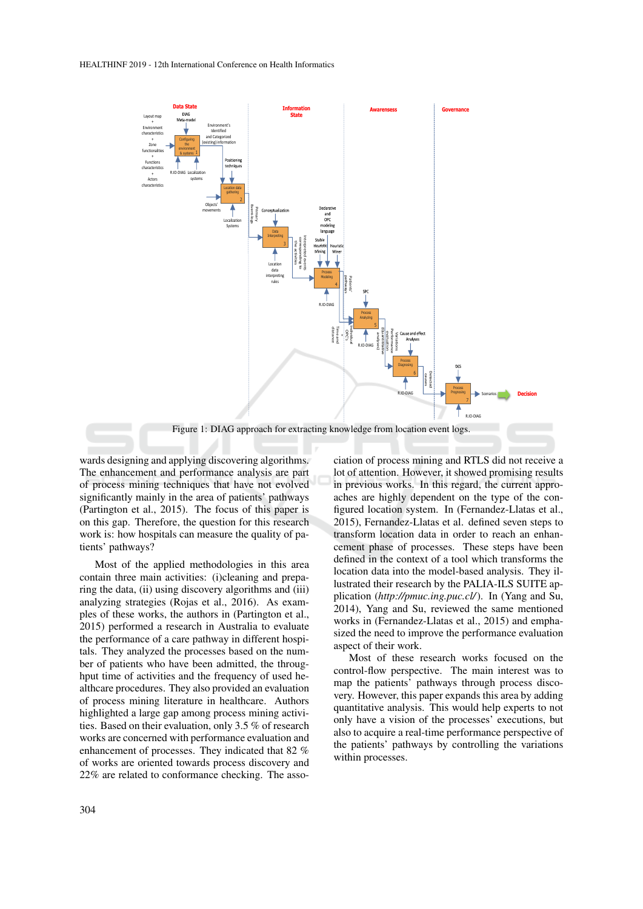Figure 1: DIAG approach for extracting knowledge from location event logs.

wards designing and applying discovering algorithms. The enhancement and performance analysis are part of process mining techniques that have not evolved significantly mainly in the area of patients' pathways (Partington et al., 2015). The focus of this paper is on this gap. Therefore, the question for this research work is: how hospitals can measure the quality of patients' pathways?

Most of the applied methodologies in this area contain three main activities: (i)cleaning and preparing the data, (ii) using discovery algorithms and (iii) analyzing strategies (Rojas et al., 2016). As examples of these works, the authors in (Partington et al., 2015) performed a research in Australia to evaluate the performance of a care pathway in different hospitals. They analyzed the processes based on the number of patients who have been admitted, the throughput time of activities and the frequency of used healthcare procedures. They also provided an evaluation of process mining literature in healthcare. Authors highlighted a large gap among process mining activities. Based on their evaluation, only 3.5 % of research works are concerned with performance evaluation and enhancement of processes. They indicated that 82 % of works are oriented towards process discovery and 22% are related to conformance checking. The association of process mining and RTLS did not receive a lot of attention. However, it showed promising results in previous works. In this regard, the current approaches are highly dependent on the type of the configured location system. In (Fernandez-Llatas et al., 2015), Fernandez-Llatas et al. defined seven steps to transform location data in order to reach an enhancement phase of processes. These steps have been defined in the context of a tool which transforms the location data into the model-based analysis. They illustrated their research by the PALIA-ILS SUITE application (*http://pmuc.ing.puc.cl/*). In (Yang and Su, 2014), Yang and Su, reviewed the same mentioned works in (Fernandez-Llatas et al., 2015) and emphasized the need to improve the performance evaluation aspect of their work.

Most of these research works focused on the control-flow perspective. The main interest was to map the patients' pathways through process discovery. However, this paper expands this area by adding quantitative analysis. This would help experts to not only have a vision of the processes' executions, but also to acquire a real-time performance perspective of the patients' pathways by controlling the variations within processes.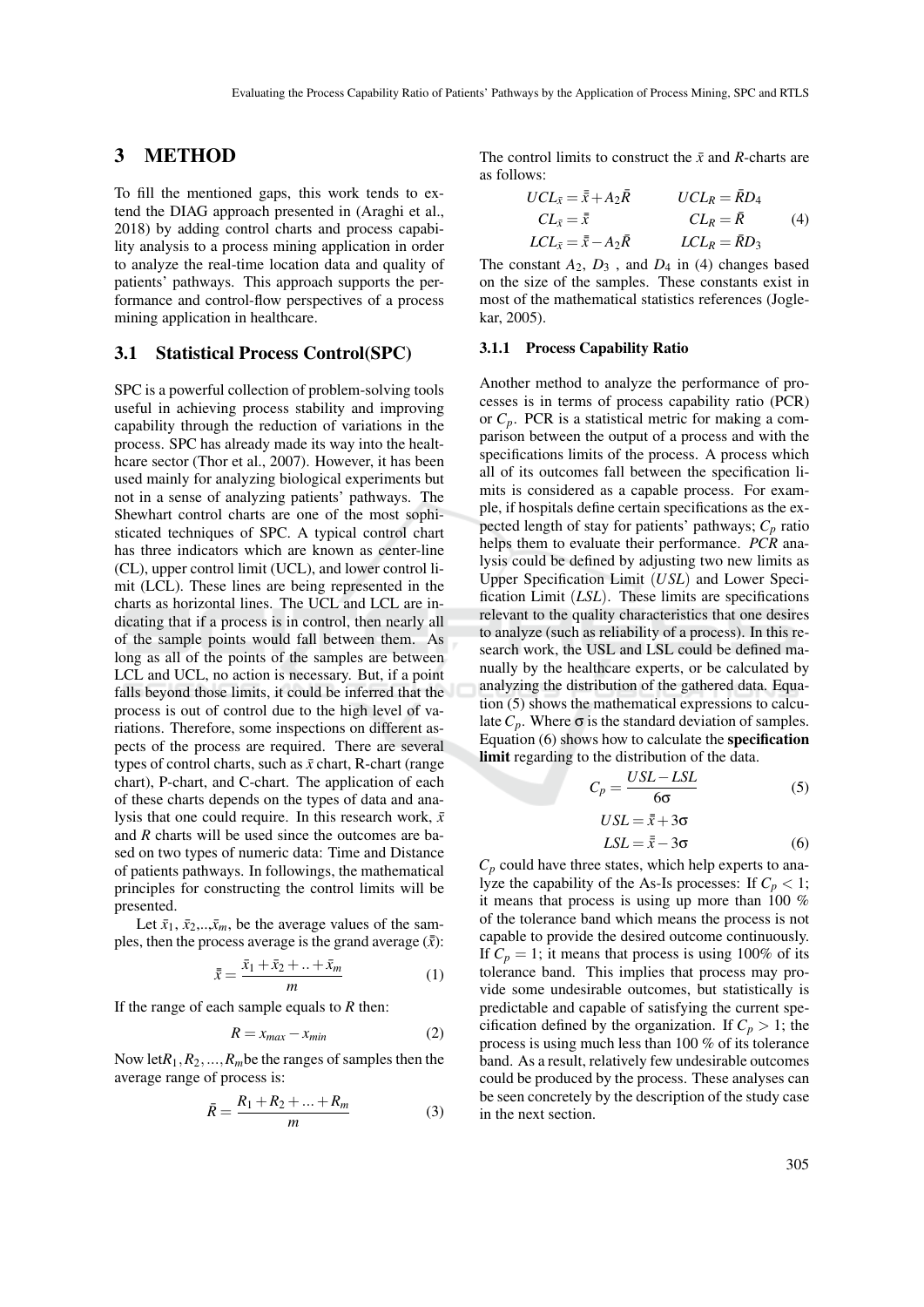## 3 METHOD

To fill the mentioned gaps, this work tends to extend the DIAG approach presented in (Araghi et al., 2018) by adding control charts and process capability analysis to a process mining application in order to analyze the real-time location data and quality of patients' pathways. This approach supports the performance and control-flow perspectives of a process mining application in healthcare.

### 3.1 Statistical Process Control(SPC)

SPC is a powerful collection of problem-solving tools useful in achieving process stability and improving capability through the reduction of variations in the process. SPC has already made its way into the healthcare sector (Thor et al., 2007). However, it has been used mainly for analyzing biological experiments but not in a sense of analyzing patients' pathways. The Shewhart control charts are one of the most sophisticated techniques of SPC. A typical control chart has three indicators which are known as center-line (CL), upper control limit (UCL), and lower control limit (LCL). These lines are being represented in the charts as horizontal lines. The UCL and LCL are indicating that if a process is in control, then nearly all of the sample points would fall between them. As long as all of the points of the samples are between LCL and UCL, no action is necessary. But, if a point falls beyond those limits, it could be inferred that the process is out of control due to the high level of variations. Therefore, some inspections on different aspects of the process are required. There are several types of control charts, such as $\bar{x}$ chart, R-chart (range chart), P-chart, and C-chart. The application of each of these charts depends on the types of data and analysis that one could require. In this research work, $\bar{x}$ and $R$ charts will be used since the outcomes are based on two types of numeric data: Time and Distance of patients pathways. In followings, the mathematical principles for constructing the control limits will be presented.

Let $\bar{x}_1, \bar{x}_2, .., \bar{x}_m$, be the average values of the samples, then the process average is the grand average ($\bar{\bar{x}}$):

$$\bar{\bar{x}} = \frac{\bar{x}_1 + \bar{x}_2 + .. + \bar{x}_m}{m} \tag{1}$$

If the range of each sample equals to $R$ then:

$$R = x_{max} - x_{min} \tag{2}$$

Now let $R_1, R_2, ..., R_m$ be the ranges of samples then the average range of process is:

$$\bar{R} = \frac{R_1 + R_2 + ... + R_m}{m} \tag{3}$$

The control limits to construct the $\bar{x}$ and $R$-charts are as follows:

$$\begin{aligned} UCL_{\bar{x}} &= \bar{\bar{x}} + A_2\bar{R} \qquad & UCL_R &= \bar{R}D_4 \\ CL_{\bar{x}} &= \bar{\bar{x}} \qquad & CL_R &= \bar{R} \\ LCL_{\bar{x}} &= \bar{\bar{x}} - A_2\bar{R} \qquad & LCL_R &= \bar{R}D_3 \end{aligned} \tag{4}$$

The constant $A_2$, $D_3$, and $D_4$ in (4) changes based on the size of the samples. These constants exist in most of the mathematical statistics references (Joglekar, 2005).

#### 3.1.1 Process Capability Ratio

Another method to analyze the performance of processes is in terms of process capability ratio (PCR) or $C_p$. PCR is a statistical metric for making a comparison between the output of a process and with the specifications limits of the process. A process which all of its outcomes fall between the specification limits is considered as a capable process. For example, if hospitals define certain specifications as the expected length of stay for patients' pathways; $C_p$ ratio helps them to evaluate their performance. *PCR* analysis could be defined by adjusting two new limits as Upper Specification Limit (*USL*) and Lower Specification Limit (*LSL*). These limits are specifications relevant to the quality characteristics that one desires to analyze (such as reliability of a process). In this research work, the USL and LSL could be defined manually by the healthcare experts, or be calculated by analyzing the distribution of the gathered data. Equation (5) shows the mathematical expressions to calculate $C_p$. Where $\sigma$ is the standard deviation of samples. Equation (6) shows how to calculate the **specification limit** regarding to the distribution of the data.

$$C_p = \frac{USL - LSL}{6\sigma} \tag{5}$$

$$\begin{aligned} USL &= \bar{\bar{x}} + 3\sigma \\ LSL &= \bar{\bar{x}} - 3\sigma \end{aligned} \tag{6}$$

$C_p$ could have three states, which help experts to analyze the capability of the As-Is processes: If $C_p < 1$; it means that process is using up more than 100 % of the tolerance band which means the process is not capable to provide the desired outcome continuously. If $C_p = 1$; it means that process is using 100% of its tolerance band. This implies that process may provide some undesirable outcomes, but statistically is predictable and capable of satisfying the current specification defined by the organization. If $C_p > 1$; the process is using much less than 100 % of its tolerance band. As a result, relatively few undesirable outcomes could be produced by the process. These analyses can be seen concretely by the description of the study case in the next section.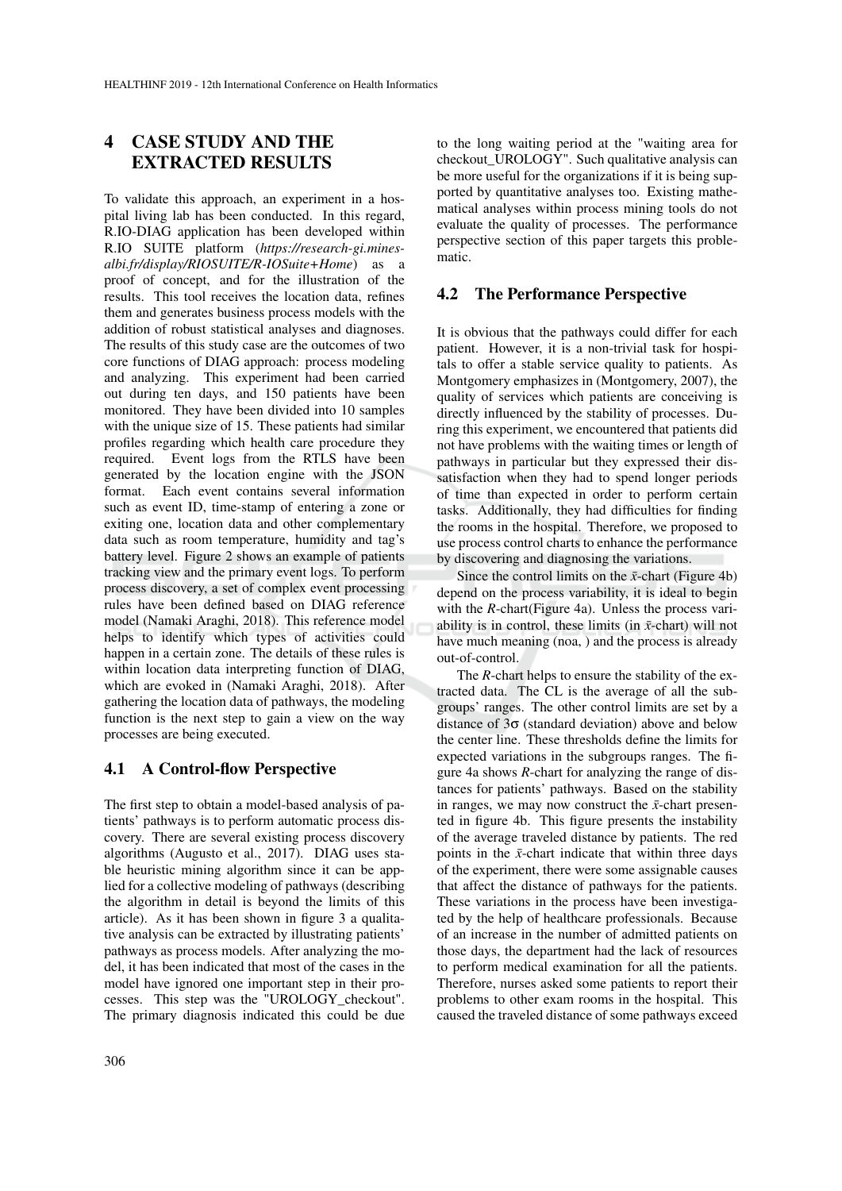## 4 CASE STUDY AND THE EXTRACTED RESULTS

To validate this approach, an experiment in a hospital living lab has been conducted. In this regard, R.IO-DIAG application has been developed within R.IO SUITE platform (*https://research-gi.mines-albi.fr/display/RIOSUITE/R-IOSuite+Home*) as a proof of concept, and for the illustration of the results. This tool receives the location data, refines them and generates business process models with the addition of robust statistical analyses and diagnoses. The results of this study case are the outcomes of two core functions of DIAG approach: process modeling and analyzing. This experiment had been carried out during ten days, and 150 patients have been monitored. They have been divided into 10 samples with the unique size of 15. These patients had similar profiles regarding which health care procedure they required. Event logs from the RTLS have been generated by the location engine with the JSON format. Each event contains several information such as event ID, time-stamp of entering a zone or exiting one, location data and other complementary data such as room temperature, humidity and tag's battery level. Figure 2 shows an example of patients tracking view and the primary event logs. To perform process discovery, a set of complex event processing rules have been defined based on DIAG reference model (Namaki Araghi, 2018). This reference model helps to identify which types of activities could happen in a certain zone. The details of these rules is within location data interpreting function of DIAG, which are evoked in (Namaki Araghi, 2018). After gathering the location data of pathways, the modeling function is the next step to gain a view on the way processes are being executed.

### 4.1 A Control-flow Perspective

The first step to obtain a model-based analysis of patients' pathways is to perform automatic process discovery. There are several existing process discovery algorithms (Augusto et al., 2017). DIAG uses stable heuristic mining algorithm since it can be applied for a collective modeling of pathways (describing the algorithm in detail is beyond the limits of this article). As it has been shown in figure 3 a qualitative analysis can be extracted by illustrating patients' pathways as process models. After analyzing the model, it has been indicated that most of the cases in the model have ignored one important step in their processes. This step was the "UROLOGY_checkout". The primary diagnosis indicated this could be due to the long waiting period at the "waiting area for checkout_UROLOGY". Such qualitative analysis can be more useful for the organizations if it is being supported by quantitative analyses too. Existing mathematical analyses within process mining tools do not evaluate the quality of processes. The performance perspective section of this paper targets this problematic.

### 4.2 The Performance Perspective

It is obvious that the pathways could differ for each patient. However, it is a non-trivial task for hospitals to offer a stable service quality to patients. As Montgomery emphasizes in (Montgomery, 2007), the quality of services which patients are conceiving is directly influenced by the stability of processes. During this experiment, we encountered that patients did not have problems with the waiting times or length of pathways in particular but they expressed their dissatisfaction when they had to spend longer periods of time than expected in order to perform certain tasks. Additionally, they had difficulties for finding the rooms in the hospital. Therefore, we proposed to use process control charts to enhance the performance by discovering and diagnosing the variations.

Since the control limits on the $\bar{x}$-chart (Figure 4b) depend on the process variability, it is ideal to begin with the *R*-chart(Figure 4a). Unless the process variability is in control, these limits (in $\bar{x}$-chart) will not have much meaning (noa, ) and the process is already out-of-control.

The *R*-chart helps to ensure the stability of the extracted data. The CL is the average of all the subgroups' ranges. The other control limits are set by a distance of $3\sigma$ (standard deviation) above and below the center line. These thresholds define the limits for expected variations in the subgroups ranges. The figure 4a shows *R*-chart for analyzing the range of distances for patients' pathways. Based on the stability in ranges, we may now construct the $\bar{x}$-chart presented in figure 4b. This figure presents the instability of the average traveled distance by patients. The red points in the $\bar{x}$-chart indicate that within three days of the experiment, there were some assignable causes that affect the distance of pathways for the patients. These variations in the process have been investigated by the help of healthcare professionals. Because of an increase in the number of admitted patients on those days, the department had the lack of resources to perform medical examination for all the patients. Therefore, nurses asked some patients to report their problems to other exam rooms in the hospital. This caused the traveled distance of some pathways exceed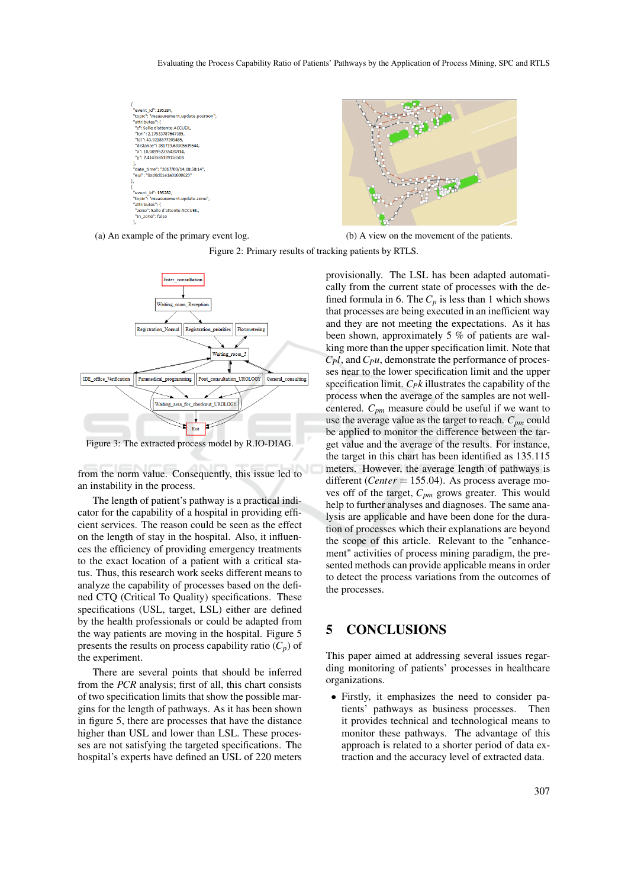(a) An example of the primary event log.

(b) A view on the movement of the patients.

Figure 2: Primary results of tracking patients by RTLS.

Figure 3: The extracted process model by R.IO-DIAG.

from the norm value. Consequently, this issue led to an instability in the process.

The length of patient's pathway is a practical indicator for the capability of a hospital in providing efficient services. The reason could be seen as the effect on the length of stay in the hospital. Also, it influences the efficiency of providing emergency treatments to the exact location of a patient with a critical status. Thus, this research work seeks different means to analyze the capability of processes based on the defined CTQ (Critical To Quality) specifications. These specifications (USL, target, LSL) either are defined by the health professionals or could be adapted from the way patients are moving in the hospital. Figure 5 presents the results on process capability ratio ($C_p$) of the experiment.

There are several points that should be inferred from the *PCR* analysis; first of all, this chart consists of two specification limits that show the possible margins for the length of pathways. As it has been shown in figure 5, there are processes that have the distance higher than USL and lower than LSL. These processes are not satisfying the targeted specifications. The hospital's experts have defined an USL of 220 meters provisionally. The LSL has been adapted automatically from the current state of processes with the defined formula in 6. The $C_p$ is less than 1 which shows that processes are being executed in an inefficient way and they are not meeting the expectations. As it has been shown, approximately 5 % of patients are walking more than the upper specification limit. Note that $C_{pl}$, and $C_{pu}$, demonstrate the performance of processes near to the lower specification limit and the upper specification limit. $C_{pk}$ illustrates the capability of the process when the average of the samples are not well-centered. $C_{pm}$ measure could be useful if we want to use the average value as the target to reach. $C_{pm}$ could be applied to monitor the difference between the target value and the average of the results. For instance, the target in this chart has been identified as 135.115 meters. However, the average length of pathways is different ($Center = 155.04$). As process average moves off of the target, $C_{pm}$ grows greater. This would help to further analyses and diagnoses. The same analysis are applicable and have been done for the duration of processes which their explanations are beyond the scope of this article. Relevant to the "enhancement" activities of process mining paradigm, the presented methods can provide applicable means in order to detect the process variations from the outcomes of the processes.

# 5 CONCLUSIONS

This paper aimed at addressing several issues regarding monitoring of patients' processes in healthcare organizations.

- Firstly, it emphasizes the need to consider patients' pathways as business processes. Then it provides technical and technological means to monitor these pathways. The advantage of this approach is related to a shorter period of data extraction and the accuracy level of extracted data.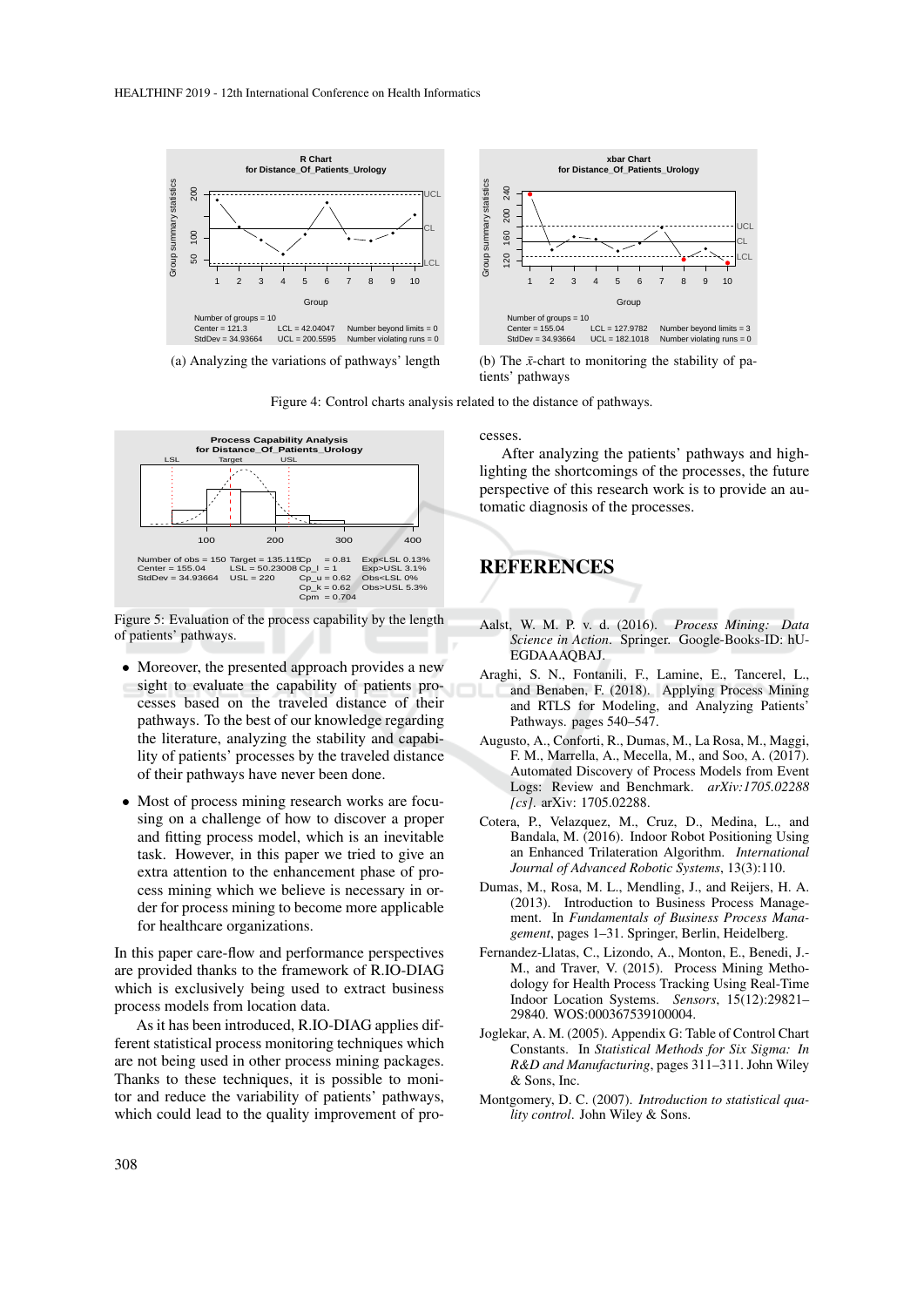(a) Analyzing the variations of pathways' length

(b) The $\bar{x}$-chart to monitoring the stability of patients' pathways

Figure 4: Control charts analysis related to the distance of pathways.

Figure 5: Evaluation of the process capability by the length of patients' pathways.

- Moreover, the presented approach provides a new sight to evaluate the capability of patients processes based on the traveled distance of their pathways. To the best of our knowledge regarding the literature, analyzing the stability and capability of patients' processes by the traveled distance of their pathways have never been done.
- Most of process mining research works are focusing on a challenge of how to discover a proper and fitting process model, which is an inevitable task. However, in this paper we tried to give an extra attention to the enhancement phase of process mining which we believe is necessary in order for process mining to become more applicable for healthcare organizations.

In this paper care-flow and performance perspectives are provided thanks to the framework of R.IO-DIAG which is exclusively being used to extract business process models from location data.

As it has been introduced, R.IO-DIAG applies different statistical process monitoring techniques which are not being used in other process mining packages. Thanks to these techniques, it is possible to monitor and reduce the variability of patients' pathways, which could lead to the quality improvement of processes.

After analyzing the patients' pathways and highlighting the shortcomings of the processes, the future perspective of this research work is to provide an automatic diagnosis of the processes.

## REFERENCES

Aalst, W. M. P. v. d. (2016). *Process Mining: Data Science in Action*. Springer. Google-Books-ID: hU-EGDAAAQBAJ.

Araghi, S. N., Fontanili, F., Lamine, E., Tancerel, L., and Benaben, F. (2018). Applying Process Mining and RTLS for Modeling, and Analyzing Patients' Pathways. pages 540–547.

Augusto, A., Conforti, R., Dumas, M., La Rosa, M., Maggi, F. M., Marrella, A., Mecella, M., and Soo, A. (2017). Automated Discovery of Process Models from Event Logs: Review and Benchmark. *arXiv:1705.02288 [cs]*. arXiv: 1705.02288.

Cotera, P., Velazquez, M., Cruz, D., Medina, L., and Bandala, M. (2016). Indoor Robot Positioning Using an Enhanced Trilateration Algorithm. *International Journal of Advanced Robotic Systems*, 13(3):110.

Dumas, M., Rosa, M. L., Mendling, J., and Reijers, H. A. (2013). Introduction to Business Process Management. In *Fundamentals of Business Process Management*, pages 1–31. Springer, Berlin, Heidelberg.

Fernandez-Llatas, C., Lizondo, A., Monton, E., Benedi, J.-M., and Traver, V. (2015). Process Mining Methodology for Health Process Tracking Using Real-Time Indoor Location Systems. *Sensors*, 15(12):29821–29840. WOS:000367539100004.

Joglekar, A. M. (2005). Appendix G: Table of Control Chart Constants. In *Statistical Methods for Six Sigma: In R&D and Manufacturing*, pages 311–311. John Wiley & Sons, Inc.

Montgomery, D. C. (2007). *Introduction to statistical quality control*. John Wiley & Sons.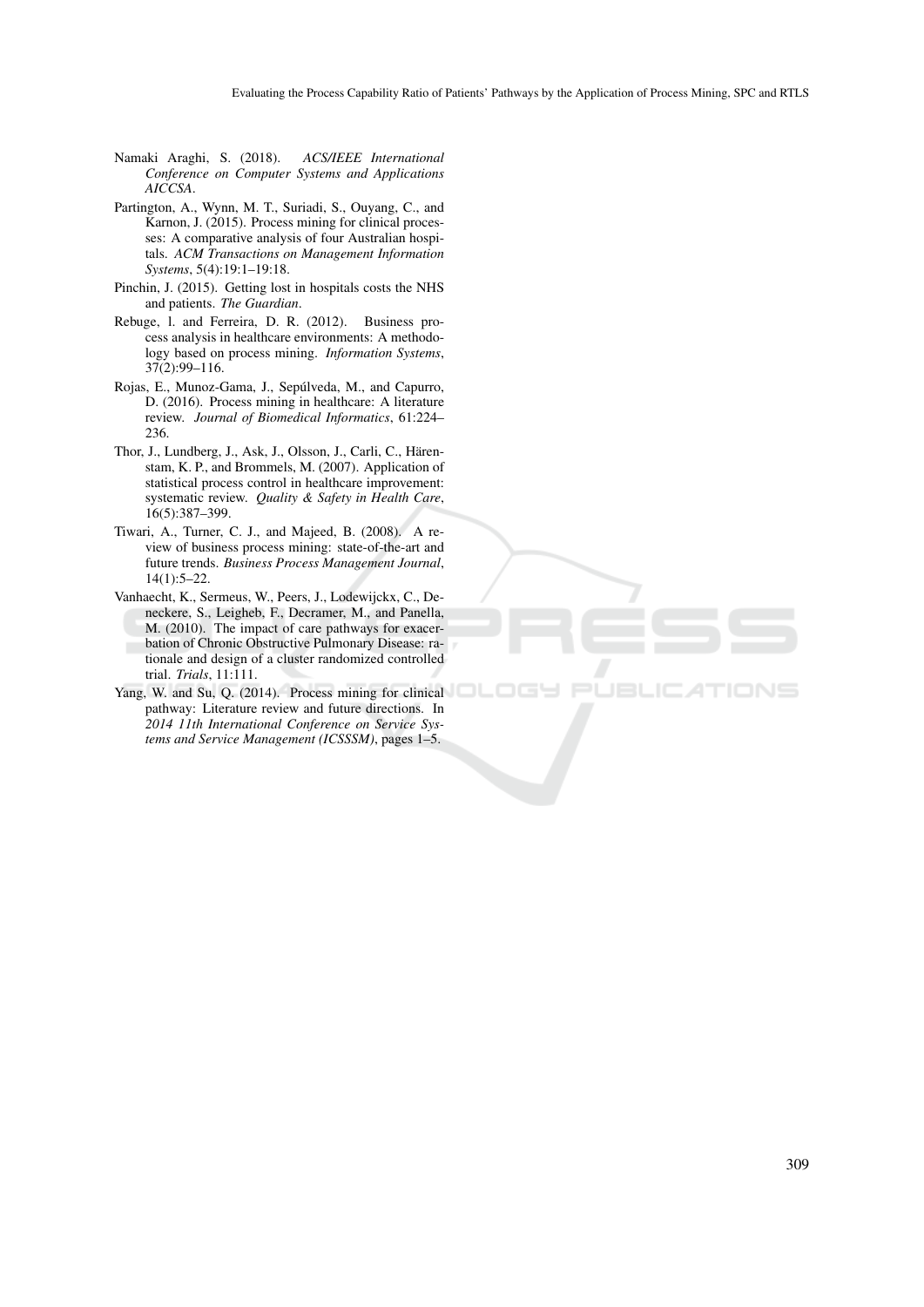Namaki Araghi, S. (2018). *ACS/IEEE International Conference on Computer Systems and Applications AICCSA*.

Partington, A., Wynn, M. T., Suriadi, S., Ouyang, C., and Karnon, J. (2015). Process mining for clinical processes: A comparative analysis of four Australian hospitals. *ACM Transactions on Management Information Systems*, 5(4):19:1–19:18.

Pinchin, J. (2015). Getting lost in hospitals costs the NHS and patients. *The Guardian*.

Rebuge, l. and Ferreira, D. R. (2012). Business process analysis in healthcare environments: A methodology based on process mining. *Information Systems*, 37(2):99–116.

Rojas, E., Munoz-Gama, J., Sepúlveda, M., and Capurro, D. (2016). Process mining in healthcare: A literature review. *Journal of Biomedical Informatics*, 61:224–236.

Thor, J., Lundberg, J., Ask, J., Olsson, J., Carli, C., Härenstam, K. P., and Brommels, M. (2007). Application of statistical process control in healthcare improvement: systematic review. *Quality & Safety in Health Care*, 16(5):387–399.

Tiwari, A., Turner, C. J., and Majeed, B. (2008). A review of business process mining: state-of-the-art and future trends. *Business Process Management Journal*, 14(1):5–22.

Vanhaecht, K., Sermeus, W., Peers, J., Lodewijckx, C., Deneckere, S., Leigheb, F., Decramer, M., and Panella, M. (2010). The impact of care pathways for exacerbation of Chronic Obstructive Pulmonary Disease: rationale and design of a cluster randomized controlled trial. *Trials*, 11:111.

Yang, W. and Su, Q. (2014). Process mining for clinical pathway: Literature review and future directions. In *2014 11th International Conference on Service Systems and Service Management (ICSSSM)*, pages 1–5.